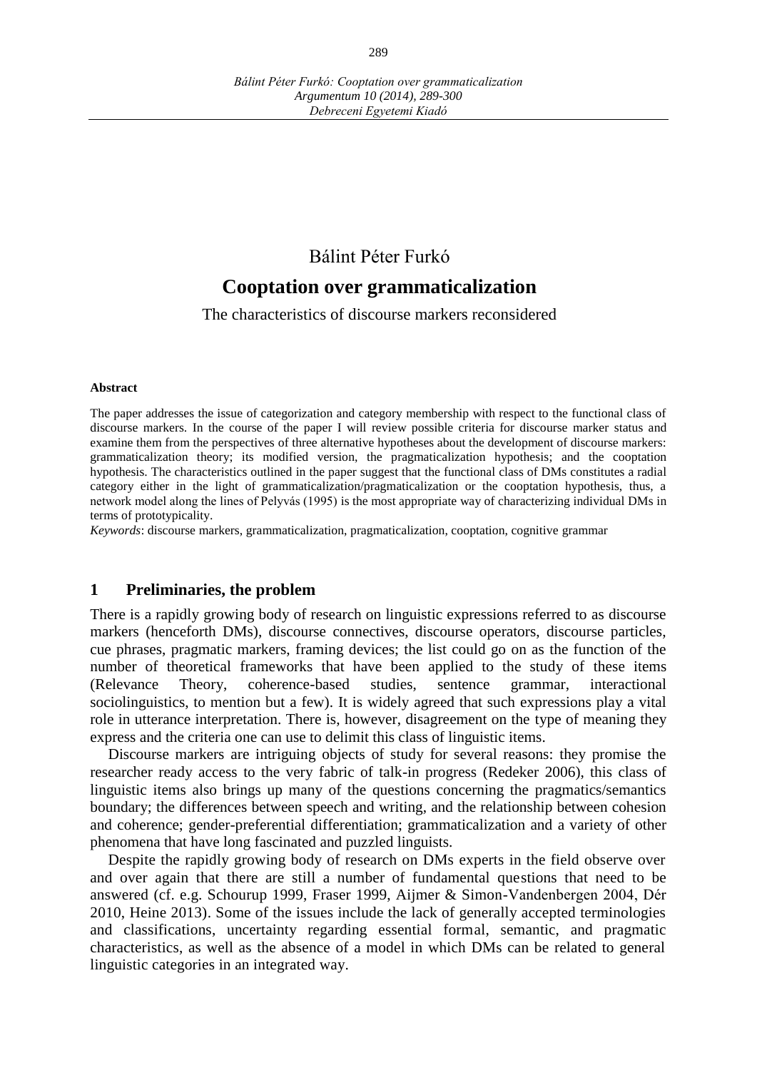Bálint Péter Furkó

# Cooptation over grammaticalization

The characteristics of discourse markers reconsidered

**Abstract**

The paper addresses the issue of categorization and category membership with respect to the functional class of discourse markers. In the course of the paper I will review possible criteria for discourse marker status and examine them from the perspectives of three alternative hypotheses about the development of discourse markers: grammaticalization theory; its modified version, the pragmaticalization hypothesis; and the cooptation hypothesis. The characteristics outlined in the paper suggest that the functional class of DMs constitutes a radial category either in the light of grammaticalization/pragmaticalization or the cooptation hypothesis, thus, a network model along the lines of Pelyvás (1995) is the most appropriate way of characterizing individual DMs in terms of prototypicality.

*Keywords*: discourse markers, grammaticalization, pragmaticalization, cooptation, cognitive grammar

## 1 Preliminaries, the problem

There is a rapidly growing body of research on linguistic expressions referred to as discourse markers (henceforth DMs), discourse connectives, discourse operators, discourse particles, cue phrases, pragmatic markers, framing devices; the list could go on as the function of the number of theoretical frameworks that have been applied to the study of these items (Relevance Theory, coherence-based studies, sentence grammar, interactional sociolinguistics, to mention but a few). It is widely agreed that such expressions play a vital role in utterance interpretation. There is, however, disagreement on the type of meaning they express and the criteria one can use to delimit this class of linguistic items.

Discourse markers are intriguing objects of study for several reasons: they promise the researcher ready access to the very fabric of talk-in progress (Redeker 2006), this class of linguistic items also brings up many of the questions concerning the pragmatics/semantics boundary; the differences between speech and writing, and the relationship between cohesion and coherence; gender-preferential differentiation; grammaticalization and a variety of other phenomena that have long fascinated and puzzled linguists.

Despite the rapidly growing body of research on DMs experts in the field observe over and over again that there are still a number of fundamental questions that need to be answered (cf. e.g. Schourup 1999, Fraser 1999, Aijmer & Simon-Vandenbergen 2004, Dér 2010, Heine 2013). Some of the issues include the lack of generally accepted terminologies and classifications, uncertainty regarding essential formal, semantic, and pragmatic characteristics, as well as the absence of a model in which DMs can be related to general linguistic categories in an integrated way.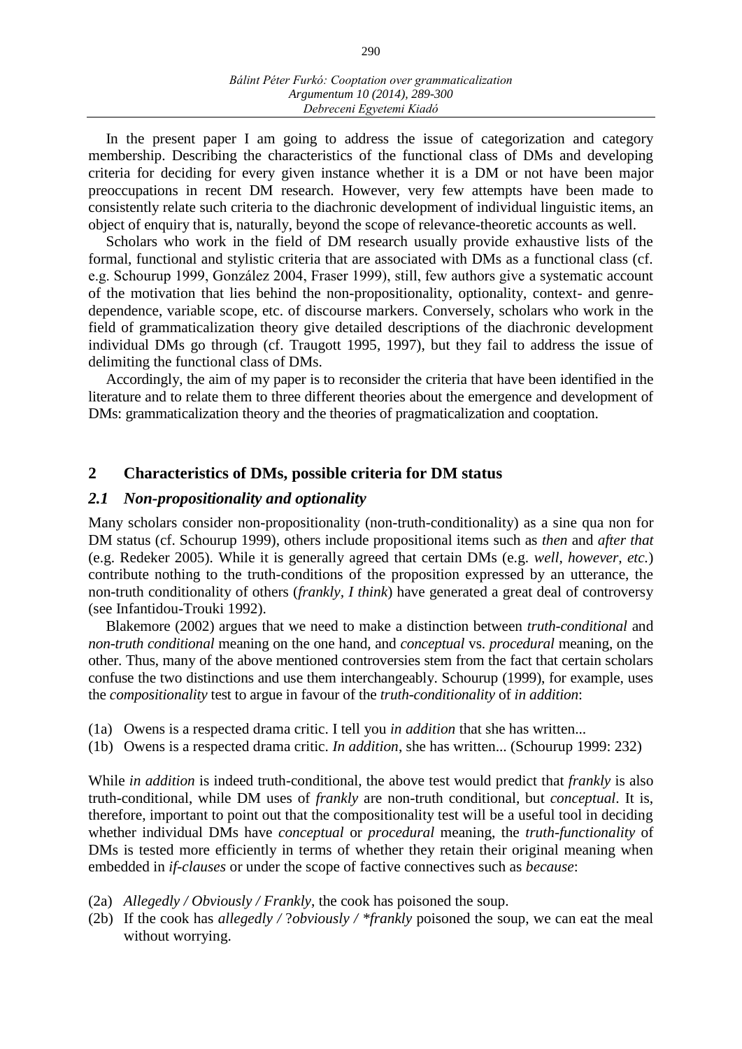In the present paper I am going to address the issue of categorization and category membership. Describing the characteristics of the functional class of DMs and developing criteria for deciding for every given instance whether it is a DM or not have been major preoccupations in recent DM research. However, very few attempts have been made to consistently relate such criteria to the diachronic development of individual linguistic items, an object of enquiry that is, naturally, beyond the scope of relevance-theoretic accounts as well.

Scholars who work in the field of DM research usually provide exhaustive lists of the formal, functional and stylistic criteria that are associated with DMs as a functional class (cf. e.g. Schourup 1999, González 2004, Fraser 1999), still, few authors give a systematic account of the motivation that lies behind the non-propositionality, optionality, context- and genre-dependence, variable scope, etc. of discourse markers. Conversely, scholars who work in the field of grammaticalization theory give detailed descriptions of the diachronic development individual DMs go through (cf. Traugott 1995, 1997), but they fail to address the issue of delimiting the functional class of DMs.

Accordingly, the aim of my paper is to reconsider the criteria that have been identified in the literature and to relate them to three different theories about the emergence and development of DMs: grammaticalization theory and the theories of pragmaticalization and cooptation.

## 2 Characteristics of DMs, possible criteria for DM status

### *2.1 Non-propositionality and optionality*

Many scholars consider non-propositionality (non-truth-conditionality) as a sine qua non for DM status (cf. Schourup 1999), others include propositional items such as *then* and *after that* (e.g. Redeker 2005). While it is generally agreed that certain DMs (e.g. *well, however, etc.*) contribute nothing to the truth-conditions of the proposition expressed by an utterance, the non-truth conditionality of others (*frankly, I think*) have generated a great deal of controversy (see Infantidou-Trouki 1992).

Blakemore (2002) argues that we need to make a distinction between *truth-conditional* and *non-truth conditional* meaning on the one hand, and *conceptual* vs. *procedural* meaning, on the other. Thus, many of the above mentioned controversies stem from the fact that certain scholars confuse the two distinctions and use them interchangeably. Schourup (1999), for example, uses the *compositionality* test to argue in favour of the *truth-conditionality* of *in addition*:

(1a) Owens is a respected drama critic. I tell you *in addition* that she has written...
(1b) Owens is a respected drama critic. *In addition*, she has written... (Schourup 1999: 232)

While *in addition* is indeed truth-conditional, the above test would predict that *frankly* is also truth-conditional, while DM uses of *frankly* are non-truth conditional, but *conceptual*. It is, therefore, important to point out that the compositionality test will be a useful tool in deciding whether individual DMs have *conceptual* or *procedural* meaning, the *truth-functionality* of DMs is tested more efficiently in terms of whether they retain their original meaning when embedded in *if-clauses* or under the scope of factive connectives such as *because*:

(2a) *Allegedly / Obviously / Frankly*, the cook has poisoned the soup.
(2b) If the cook has *allegedly /* ?*obviously /* \**frankly* poisoned the soup, we can eat the meal without worrying.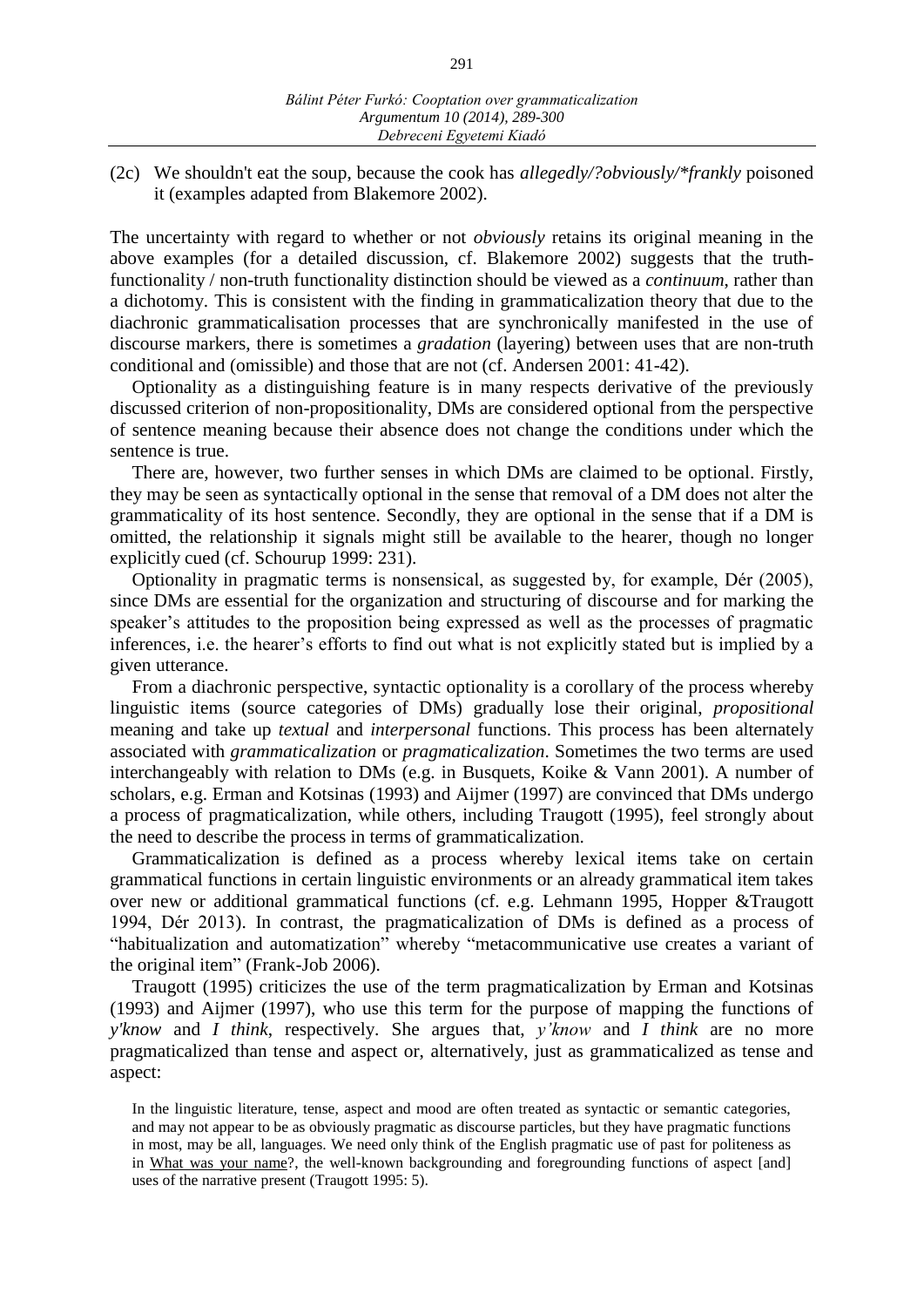(2c) We shouldn't eat the soup, because the cook has *allegedly/?obviously/*frankly* poisoned it (examples adapted from Blakemore 2002).

The uncertainty with regard to whether or not *obviously* retains its original meaning in the above examples (for a detailed discussion, cf. Blakemore 2002) suggests that the truth-functionality / non-truth functionality distinction should be viewed as a *continuum*, rather than a dichotomy. This is consistent with the finding in grammaticalization theory that due to the diachronic grammaticalisation processes that are synchronically manifested in the use of discourse markers, there is sometimes a *gradation* (layering) between uses that are non-truth conditional and (omissible) and those that are not (cf. Andersen 2001: 41-42).

Optionality as a distinguishing feature is in many respects derivative of the previously discussed criterion of non-propositionality, DMs are considered optional from the perspective of sentence meaning because their absence does not change the conditions under which the sentence is true.

There are, however, two further senses in which DMs are claimed to be optional. Firstly, they may be seen as syntactically optional in the sense that removal of a DM does not alter the grammaticality of its host sentence. Secondly, they are optional in the sense that if a DM is omitted, the relationship it signals might still be available to the hearer, though no longer explicitly cued (cf. Schourup 1999: 231).

Optionality in pragmatic terms is nonsensical, as suggested by, for example, Dér (2005), since DMs are essential for the organization and structuring of discourse and for marking the speaker's attitudes to the proposition being expressed as well as the processes of pragmatic inferences, i.e. the hearer's efforts to find out what is not explicitly stated but is implied by a given utterance.

From a diachronic perspective, syntactic optionality is a corollary of the process whereby linguistic items (source categories of DMs) gradually lose their original, *propositional* meaning and take up *textual* and *interpersonal* functions. This process has been alternately associated with *grammaticalization* or *pragmaticalization*. Sometimes the two terms are used interchangeably with relation to DMs (e.g. in Busquets, Koike & Vann 2001). A number of scholars, e.g. Erman and Kotsinas (1993) and Aijmer (1997) are convinced that DMs undergo a process of pragmaticalization, while others, including Traugott (1995), feel strongly about the need to describe the process in terms of grammaticalization.

Grammaticalization is defined as a process whereby lexical items take on certain grammatical functions in certain linguistic environments or an already grammatical item takes over new or additional grammatical functions (cf. e.g. Lehmann 1995, Hopper &Traugott 1994, Dér 2013). In contrast, the pragmaticalization of DMs is defined as a process of "habitualization and automatization" whereby "metacommunicative use creates a variant of the original item" (Frank-Job 2006).

Traugott (1995) criticizes the use of the term pragmaticalization by Erman and Kotsinas (1993) and Aijmer (1997), who use this term for the purpose of mapping the functions of *y'know* and *I think*, respectively. She argues that, *y'know* and *I think* are no more pragmaticalized than tense and aspect or, alternatively, just as grammaticalized as tense and aspect:

> In the linguistic literature, tense, aspect and mood are often treated as syntactic or semantic categories, and may not appear to be as obviously pragmatic as discourse particles, but they have pragmatic functions in most, may be all, languages. We need only think of the English pragmatic use of past for politeness as in <u>What was your name</u>?, the well-known backgrounding and foregrounding functions of aspect [and] uses of the narrative present (Traugott 1995: 5).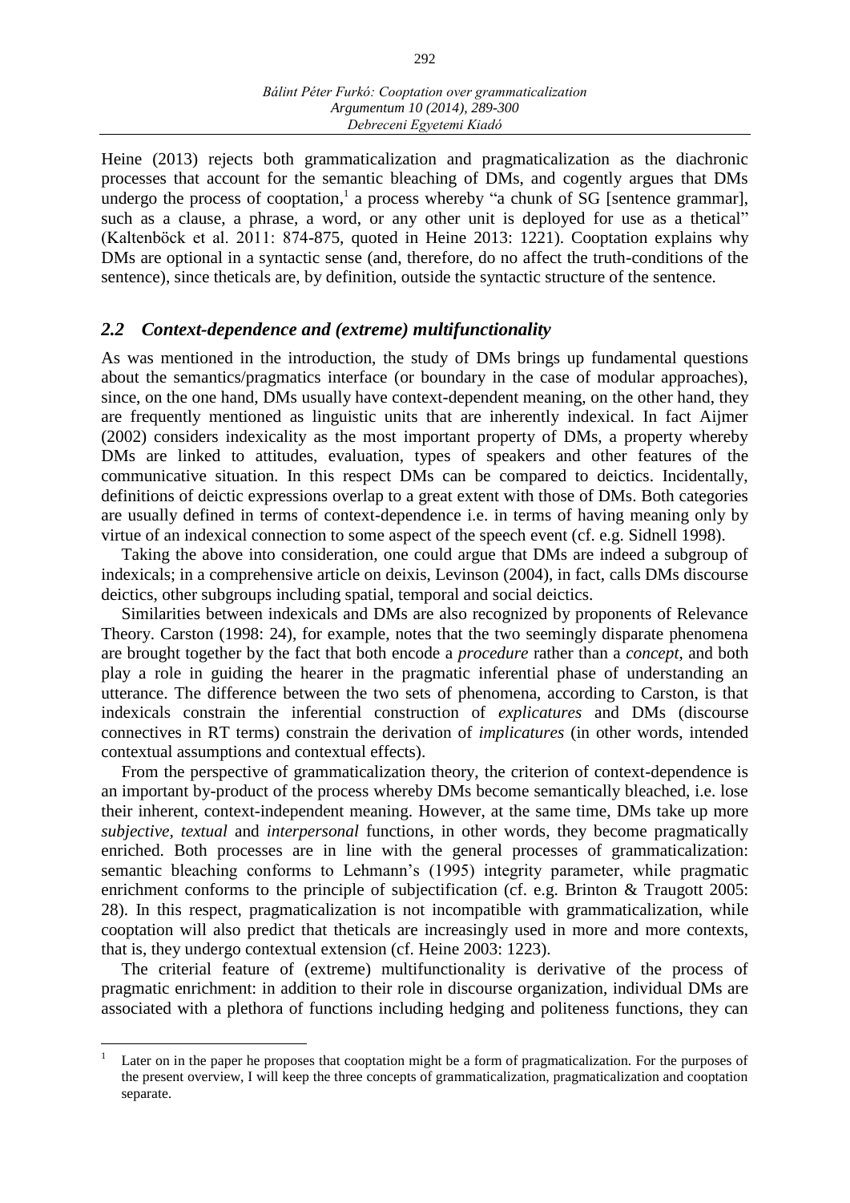Heine (2013) rejects both grammaticalization and pragmaticalization as the diachronic processes that account for the semantic bleaching of DMs, and cogently argues that DMs undergo the process of cooptation,[1] a process whereby "a chunk of SG [sentence grammar], such as a clause, a phrase, a word, or any other unit is deployed for use as a thetical" (Kaltenböck et al. 2011: 874-875, quoted in Heine 2013: 1221). Cooptation explains why DMs are optional in a syntactic sense (and, therefore, do no affect the truth-conditions of the sentence), since theticals are, by definition, outside the syntactic structure of the sentence.

### *2.2 Context-dependence and (extreme) multifunctionality*

As was mentioned in the introduction, the study of DMs brings up fundamental questions about the semantics/pragmatics interface (or boundary in the case of modular approaches), since, on the one hand, DMs usually have context-dependent meaning, on the other hand, they are frequently mentioned as linguistic units that are inherently indexical. In fact Aijmer (2002) considers indexicality as the most important property of DMs, a property whereby DMs are linked to attitudes, evaluation, types of speakers and other features of the communicative situation. In this respect DMs can be compared to deictics. Incidentally, definitions of deictic expressions overlap to a great extent with those of DMs. Both categories are usually defined in terms of context-dependence i.e. in terms of having meaning only by virtue of an indexical connection to some aspect of the speech event (cf. e.g. Sidnell 1998).

Taking the above into consideration, one could argue that DMs are indeed a subgroup of indexicals; in a comprehensive article on deixis, Levinson (2004), in fact, calls DMs discourse deictics, other subgroups including spatial, temporal and social deictics.

Similarities between indexicals and DMs are also recognized by proponents of Relevance Theory. Carston (1998: 24), for example, notes that the two seemingly disparate phenomena are brought together by the fact that both encode a *procedure* rather than a *concept*, and both play a role in guiding the hearer in the pragmatic inferential phase of understanding an utterance. The difference between the two sets of phenomena, according to Carston, is that indexicals constrain the inferential construction of *explicatures* and DMs (discourse connectives in RT terms) constrain the derivation of *implicatures* (in other words, intended contextual assumptions and contextual effects).

From the perspective of grammaticalization theory, the criterion of context-dependence is an important by-product of the process whereby DMs become semantically bleached, i.e. lose their inherent, context-independent meaning. However, at the same time, DMs take up more *subjective, textual* and *interpersonal* functions, in other words, they become pragmatically enriched. Both processes are in line with the general processes of grammaticalization: semantic bleaching conforms to Lehmann's (1995) integrity parameter, while pragmatic enrichment conforms to the principle of subjectification (cf. e.g. Brinton & Traugott 2005: 28). In this respect, pragmaticalization is not incompatible with grammaticalization, while cooptation will also predict that theticals are increasingly used in more and more contexts, that is, they undergo contextual extension (cf. Heine 2003: 1223).

The criterial feature of (extreme) multifunctionality is derivative of the process of pragmatic enrichment: in addition to their role in discourse organization, individual DMs are associated with a plethora of functions including hedging and politeness functions, they can

[1] Later on in the paper he proposes that cooptation might be a form of pragmaticalization. For the purposes of the present overview, I will keep the three concepts of grammaticalization, pragmaticalization and cooptation separate.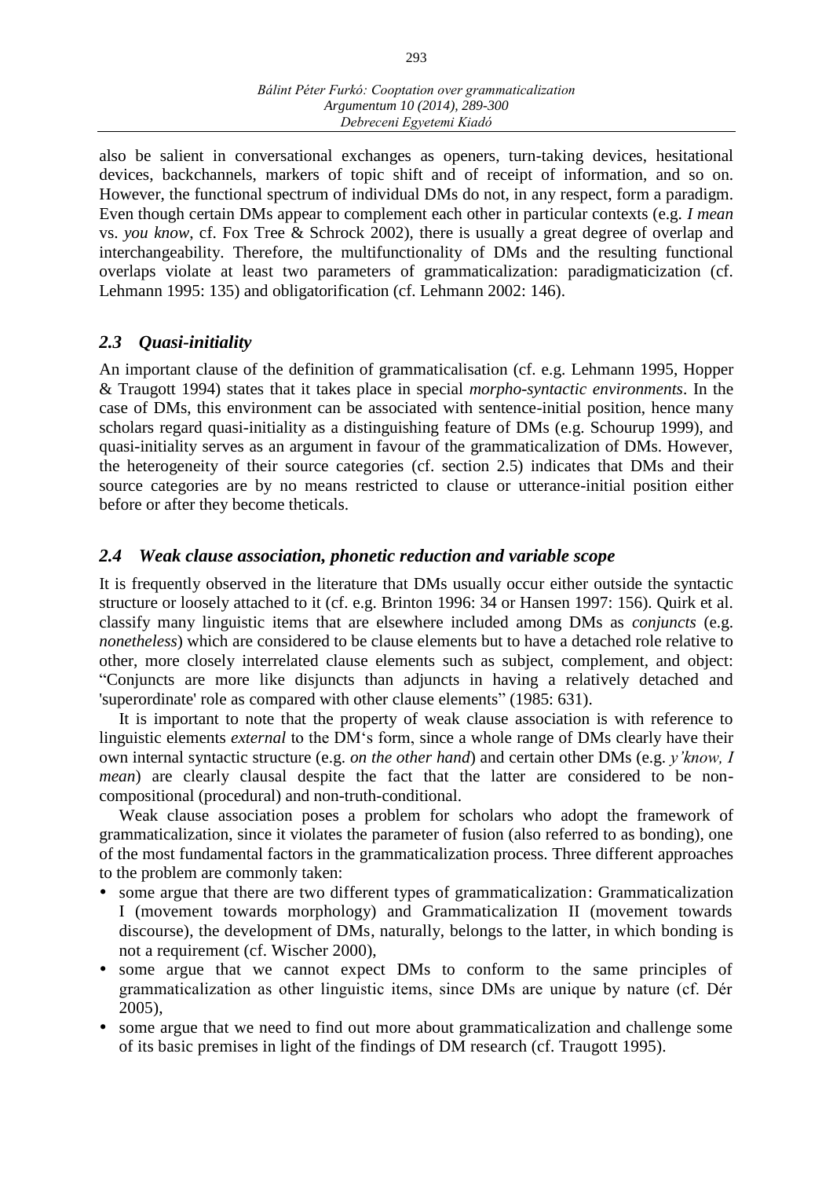also be salient in conversational exchanges as openers, turn-taking devices, hesitational devices, backchannels, markers of topic shift and of receipt of information, and so on. However, the functional spectrum of individual DMs do not, in any respect, form a paradigm. Even though certain DMs appear to complement each other in particular contexts (e.g. *I mean* vs. *you know*, cf. Fox Tree & Schrock 2002), there is usually a great degree of overlap and interchangeability. Therefore, the multifunctionality of DMs and the resulting functional overlaps violate at least two parameters of grammaticalization: paradigmaticization (cf. Lehmann 1995: 135) and obligatorification (cf. Lehmann 2002: 146).

## *2.3 Quasi-initiality*

An important clause of the definition of grammaticalisation (cf. e.g. Lehmann 1995, Hopper & Traugott 1994) states that it takes place in special *morpho-syntactic environments*. In the case of DMs, this environment can be associated with sentence-initial position, hence many scholars regard quasi-initiality as a distinguishing feature of DMs (e.g. Schourup 1999), and quasi-initiality serves as an argument in favour of the grammaticalization of DMs. However, the heterogeneity of their source categories (cf. section 2.5) indicates that DMs and their source categories are by no means restricted to clause or utterance-initial position either before or after they become theticals.

## *2.4 Weak clause association, phonetic reduction and variable scope*

It is frequently observed in the literature that DMs usually occur either outside the syntactic structure or loosely attached to it (cf. e.g. Brinton 1996: 34 or Hansen 1997: 156). Quirk et al. classify many linguistic items that are elsewhere included among DMs as *conjuncts* (e.g. *nonetheless*) which are considered to be clause elements but to have a detached role relative to other, more closely interrelated clause elements such as subject, complement, and object: "Conjuncts are more like disjuncts than adjuncts in having a relatively detached and 'superordinate' role as compared with other clause elements" (1985: 631).

It is important to note that the property of weak clause association is with reference to linguistic elements *external* to the DM's form, since a whole range of DMs clearly have their own internal syntactic structure (e.g. *on the other hand*) and certain other DMs (e.g. *y'know, I mean*) are clearly clausal despite the fact that the latter are considered to be non-compositional (procedural) and non-truth-conditional.

Weak clause association poses a problem for scholars who adopt the framework of grammaticalization, since it violates the parameter of fusion (also referred to as bonding), one of the most fundamental factors in the grammaticalization process. Three different approaches to the problem are commonly taken:

- some argue that there are two different types of grammaticalization: Grammaticalization I (movement towards morphology) and Grammaticalization II (movement towards discourse), the development of DMs, naturally, belongs to the latter, in which bonding is not a requirement (cf. Wischer 2000),
- some argue that we cannot expect DMs to conform to the same principles of grammaticalization as other linguistic items, since DMs are unique by nature (cf. Dér 2005),
- some argue that we need to find out more about grammaticalization and challenge some of its basic premises in light of the findings of DM research (cf. Traugott 1995).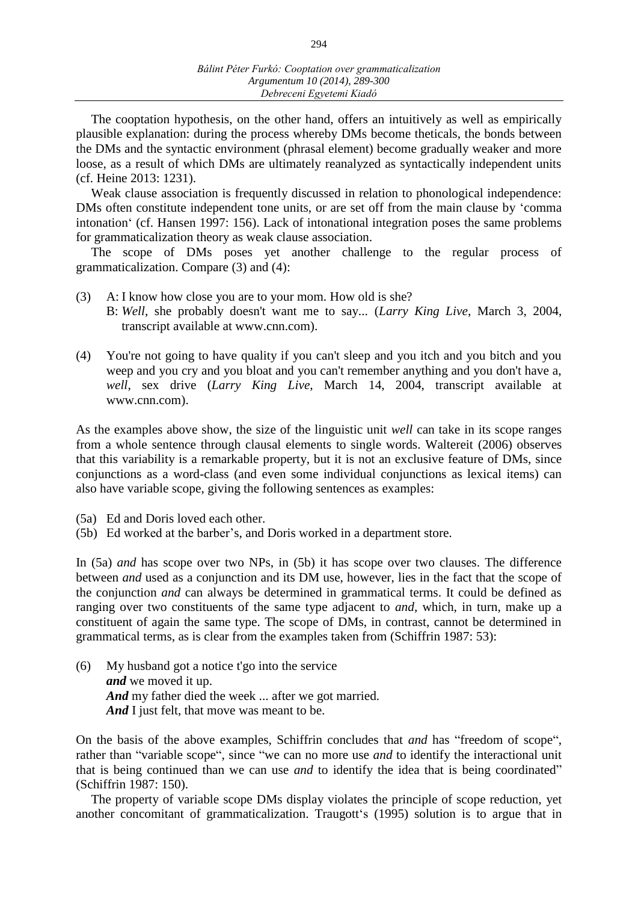The cooptation hypothesis, on the other hand, offers an intuitively as well as empirically plausible explanation: during the process whereby DMs become theticals, the bonds between the DMs and the syntactic environment (phrasal element) become gradually weaker and more loose, as a result of which DMs are ultimately reanalyzed as syntactically independent units (cf. Heine 2013: 1231).

Weak clause association is frequently discussed in relation to phonological independence: DMs often constitute independent tone units, or are set off from the main clause by 'comma intonation' (cf. Hansen 1997: 156). Lack of intonational integration poses the same problems for grammaticalization theory as weak clause association.

The scope of DMs poses yet another challenge to the regular process of grammaticalization. Compare (3) and (4):

(3) A: I know how close you are to your mom. How old is she?
B: *Well*, she probably doesn't want me to say... (*Larry King Live*, March 3, 2004, transcript available at www.cnn.com).

(4) You're not going to have quality if you can't sleep and you itch and you bitch and you weep and you cry and you bloat and you can't remember anything and you don't have a, *well*, sex drive (*Larry King Live*, March 14, 2004, transcript available at www.cnn.com).

As the examples above show, the size of the linguistic unit *well* can take in its scope ranges from a whole sentence through clausal elements to single words. Waltereit (2006) observes that this variability is a remarkable property, but it is not an exclusive feature of DMs, since conjunctions as a word-class (and even some individual conjunctions as lexical items) can also have variable scope, giving the following sentences as examples:

(5a) Ed and Doris loved each other.
(5b) Ed worked at the barber's, and Doris worked in a department store.

In (5a) *and* has scope over two NPs, in (5b) it has scope over two clauses. The difference between *and* used as a conjunction and its DM use, however, lies in the fact that the scope of the conjunction *and* can always be determined in grammatical terms. It could be defined as ranging over two constituents of the same type adjacent to *and*, which, in turn, make up a constituent of again the same type. The scope of DMs, in contrast, cannot be determined in grammatical terms, as is clear from the examples taken from (Schiffrin 1987: 53):

(6) My husband got a notice t'go into the service
***and*** we moved it up.
***And*** my father died the week ... after we got married.
***And*** I just felt, that move was meant to be.

On the basis of the above examples, Schiffrin concludes that *and* has "freedom of scope", rather than "variable scope", since "we can no more use *and* to identify the interactional unit that is being continued than we can use *and* to identify the idea that is being coordinated" (Schiffrin 1987: 150).

The property of variable scope DMs display violates the principle of scope reduction, yet another concomitant of grammaticalization. Traugott's (1995) solution is to argue that in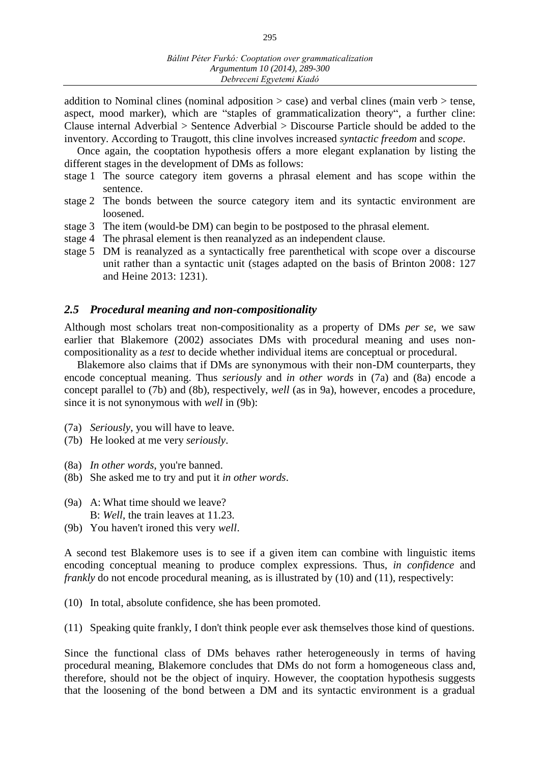addition to Nominal clines (nominal adposition > case) and verbal clines (main verb > tense, aspect, mood marker), which are "staples of grammaticalization theory", a further cline: Clause internal Adverbial > Sentence Adverbial > Discourse Particle should be added to the inventory. According to Traugott, this cline involves increased *syntactic freedom* and *scope*.

Once again, the cooptation hypothesis offers a more elegant explanation by listing the different stages in the development of DMs as follows:

stage 1 The source category item governs a phrasal element and has scope within the sentence.
stage 2 The bonds between the source category item and its syntactic environment are loosened.
stage 3 The item (would-be DM) can begin to be postposed to the phrasal element.
stage 4 The phrasal element is then reanalyzed as an independent clause.
stage 5 DM is reanalyzed as a syntactically free parenthetical with scope over a discourse unit rather than a syntactic unit (stages adapted on the basis of Brinton 2008: 127 and Heine 2013: 1231).

### *2.5 Procedural meaning and non-compositionality*

Although most scholars treat non-compositionality as a property of DMs *per se*, we saw earlier that Blakemore (2002) associates DMs with procedural meaning and uses non-compositionality as a *test* to decide whether individual items are conceptual or procedural.

Blakemore also claims that if DMs are synonymous with their non-DM counterparts, they encode conceptual meaning. Thus *seriously* and *in other words* in (7a) and (8a) encode a concept parallel to (7b) and (8b), respectively, *well* (as in 9a), however, encodes a procedure, since it is not synonymous with *well* in (9b):

(7a) *Seriously*, you will have to leave.
(7b) He looked at me very *seriously*.

(8a) *In other words*, you're banned.
(8b) She asked me to try and put it *in other words*.

(9a) A: What time should we leave?
B: *Well*, the train leaves at 11.23.
(9b) You haven't ironed this very *well*.

A second test Blakemore uses is to see if a given item can combine with linguistic items encoding conceptual meaning to produce complex expressions. Thus, *in confidence* and *frankly* do not encode procedural meaning, as is illustrated by (10) and (11), respectively:

(10) In total, absolute confidence, she has been promoted.

(11) Speaking quite frankly, I don't think people ever ask themselves those kind of questions.

Since the functional class of DMs behaves rather heterogeneously in terms of having procedural meaning, Blakemore concludes that DMs do not form a homogeneous class and, therefore, should not be the object of inquiry. However, the cooptation hypothesis suggests that the loosening of the bond between a DM and its syntactic environment is a gradual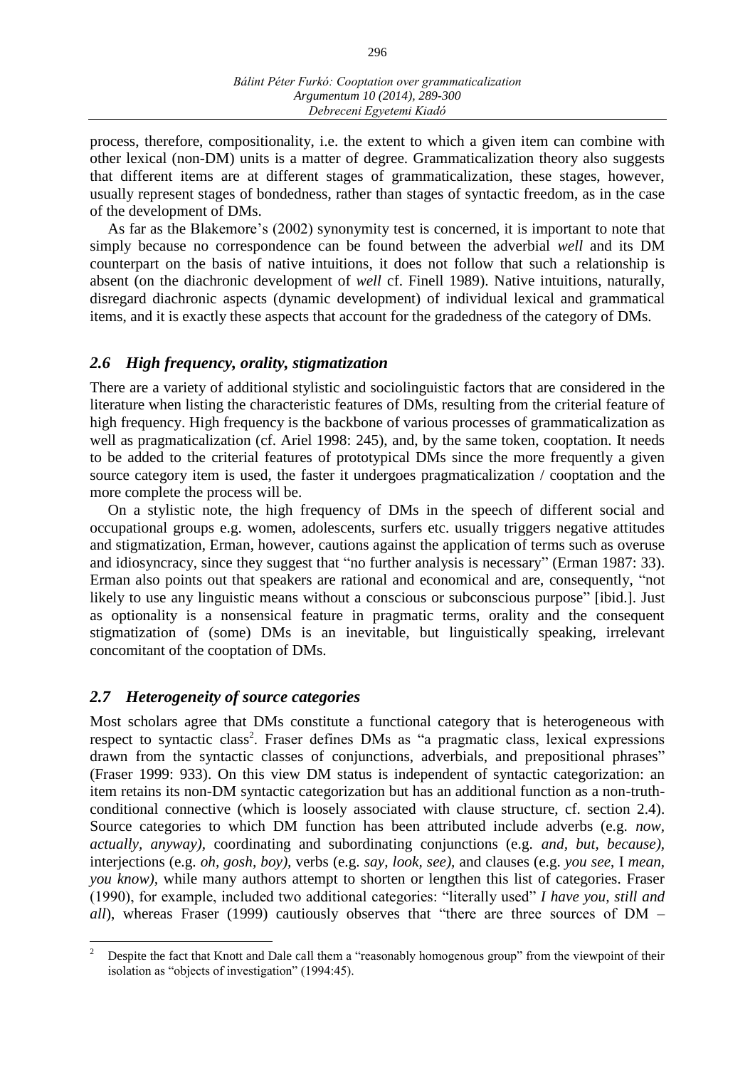process, therefore, compositionality, i.e. the extent to which a given item can combine with other lexical (non-DM) units is a matter of degree. Grammaticalization theory also suggests that different items are at different stages of grammaticalization, these stages, however, usually represent stages of bondedness, rather than stages of syntactic freedom, as in the case of the development of DMs.

As far as the Blakemore's (2002) synonymity test is concerned, it is important to note that simply because no correspondence can be found between the adverbial *well* and its DM counterpart on the basis of native intuitions, it does not follow that such a relationship is absent (on the diachronic development of *well* cf. Finell 1989). Native intuitions, naturally, disregard diachronic aspects (dynamic development) of individual lexical and grammatical items, and it is exactly these aspects that account for the gradedness of the category of DMs.

## *2.6 High frequency, orality, stigmatization*

There are a variety of additional stylistic and sociolinguistic factors that are considered in the literature when listing the characteristic features of DMs, resulting from the criterial feature of high frequency. High frequency is the backbone of various processes of grammaticalization as well as pragmaticalization (cf. Ariel 1998: 245), and, by the same token, cooptation. It needs to be added to the criterial features of prototypical DMs since the more frequently a given source category item is used, the faster it undergoes pragmaticalization / cooptation and the more complete the process will be.

On a stylistic note, the high frequency of DMs in the speech of different social and occupational groups e.g. women, adolescents, surfers etc. usually triggers negative attitudes and stigmatization, Erman, however, cautions against the application of terms such as overuse and idiosyncracy, since they suggest that "no further analysis is necessary" (Erman 1987: 33). Erman also points out that speakers are rational and economical and are, consequently, "not likely to use any linguistic means without a conscious or subconscious purpose" [ibid.]. Just as optionality is a nonsensical feature in pragmatic terms, orality and the consequent stigmatization of (some) DMs is an inevitable, but linguistically speaking, irrelevant concomitant of the cooptation of DMs.

## *2.7 Heterogeneity of source categories*

Most scholars agree that DMs constitute a functional category that is heterogeneous with respect to syntactic class[2]. Fraser defines DMs as "a pragmatic class, lexical expressions drawn from the syntactic classes of conjunctions, adverbials, and prepositional phrases" (Fraser 1999: 933). On this view DM status is independent of syntactic categorization: an item retains its non-DM syntactic categorization but has an additional function as a non-truth-conditional connective (which is loosely associated with clause structure, cf. section 2.4). Source categories to which DM function has been attributed include adverbs (e.g. *now, actually, anyway)*, coordinating and subordinating conjunctions (e.g. *and, but, because)*, interjections (e.g. *oh, gosh, boy)*, verbs (e.g. *say, look, see)*, and clauses (e.g. *you see*, I *mean, you know)*, while many authors attempt to shorten or lengthen this list of categories. Fraser (1990), for example, included two additional categories: "literally used" *I have you, still and all*), whereas Fraser (1999) cautiously observes that "there are three sources of DM –

[2] Despite the fact that Knott and Dale call them a "reasonably homogenous group" from the viewpoint of their isolation as "objects of investigation" (1994:45).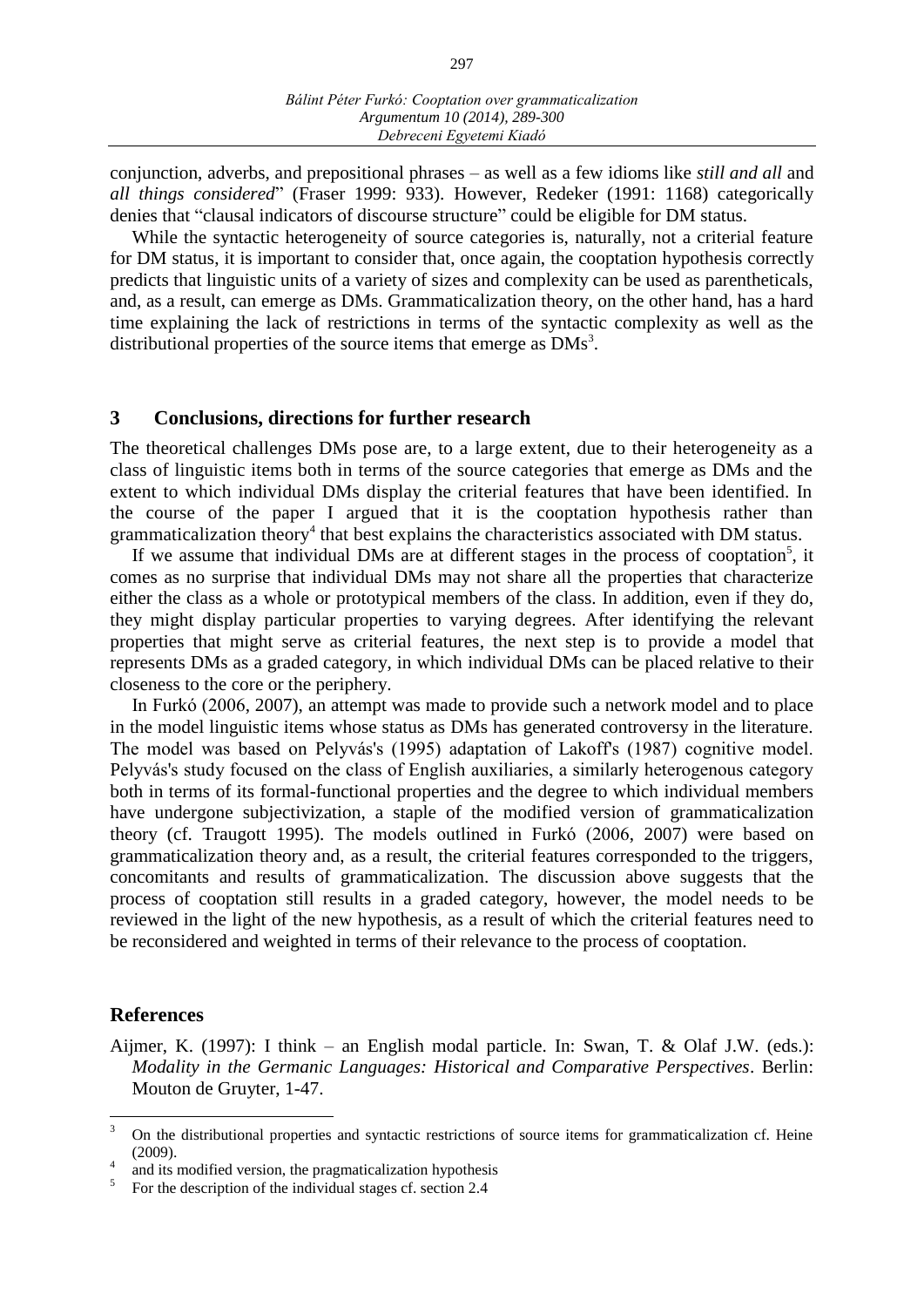conjunction, adverbs, and prepositional phrases – as well as a few idioms like *still and all* and *all things considered*" (Fraser 1999: 933). However, Redeker (1991: 1168) categorically denies that "clausal indicators of discourse structure" could be eligible for DM status.

While the syntactic heterogeneity of source categories is, naturally, not a criterial feature for DM status, it is important to consider that, once again, the cooptation hypothesis correctly predicts that linguistic units of a variety of sizes and complexity can be used as parentheticals, and, as a result, can emerge as DMs. Grammaticalization theory, on the other hand, has a hard time explaining the lack of restrictions in terms of the syntactic complexity as well as the distributional properties of the source items that emerge as DMs[3].

## 3 Conclusions, directions for further research

The theoretical challenges DMs pose are, to a large extent, due to their heterogeneity as a class of linguistic items both in terms of the source categories that emerge as DMs and the extent to which individual DMs display the criterial features that have been identified. In the course of the paper I argued that it is the cooptation hypothesis rather than grammaticalization theory[4] that best explains the characteristics associated with DM status.

If we assume that individual DMs are at different stages in the process of cooptation[5], it comes as no surprise that individual DMs may not share all the properties that characterize either the class as a whole or prototypical members of the class. In addition, even if they do, they might display particular properties to varying degrees. After identifying the relevant properties that might serve as criterial features, the next step is to provide a model that represents DMs as a graded category, in which individual DMs can be placed relative to their closeness to the core or the periphery.

In Furkó (2006, 2007), an attempt was made to provide such a network model and to place in the model linguistic items whose status as DMs has generated controversy in the literature. The model was based on Pelyvás's (1995) adaptation of Lakoff's (1987) cognitive model. Pelyvás's study focused on the class of English auxiliaries, a similarly heterogenous category both in terms of its formal-functional properties and the degree to which individual members have undergone subjectivization, a staple of the modified version of grammaticalization theory (cf. Traugott 1995). The models outlined in Furkó (2006, 2007) were based on grammaticalization theory and, as a result, the criterial features corresponded to the triggers, concomitants and results of grammaticalization. The discussion above suggests that the process of cooptation still results in a graded category, however, the model needs to be reviewed in the light of the new hypothesis, as a result of which the criterial features need to be reconsidered and weighted in terms of their relevance to the process of cooptation.

## References

Aijmer, K. (1997): I think – an English modal particle. In: Swan, T. & Olaf J.W. (eds.): *Modality in the Germanic Languages: Historical and Comparative Perspectives*. Berlin: Mouton de Gruyter, 1-47.

---

[3] On the distributional properties and syntactic restrictions of source items for grammaticalization cf. Heine (2009).

[4] and its modified version, the pragmaticalization hypothesis

[5] For the description of the individual stages cf. section 2.4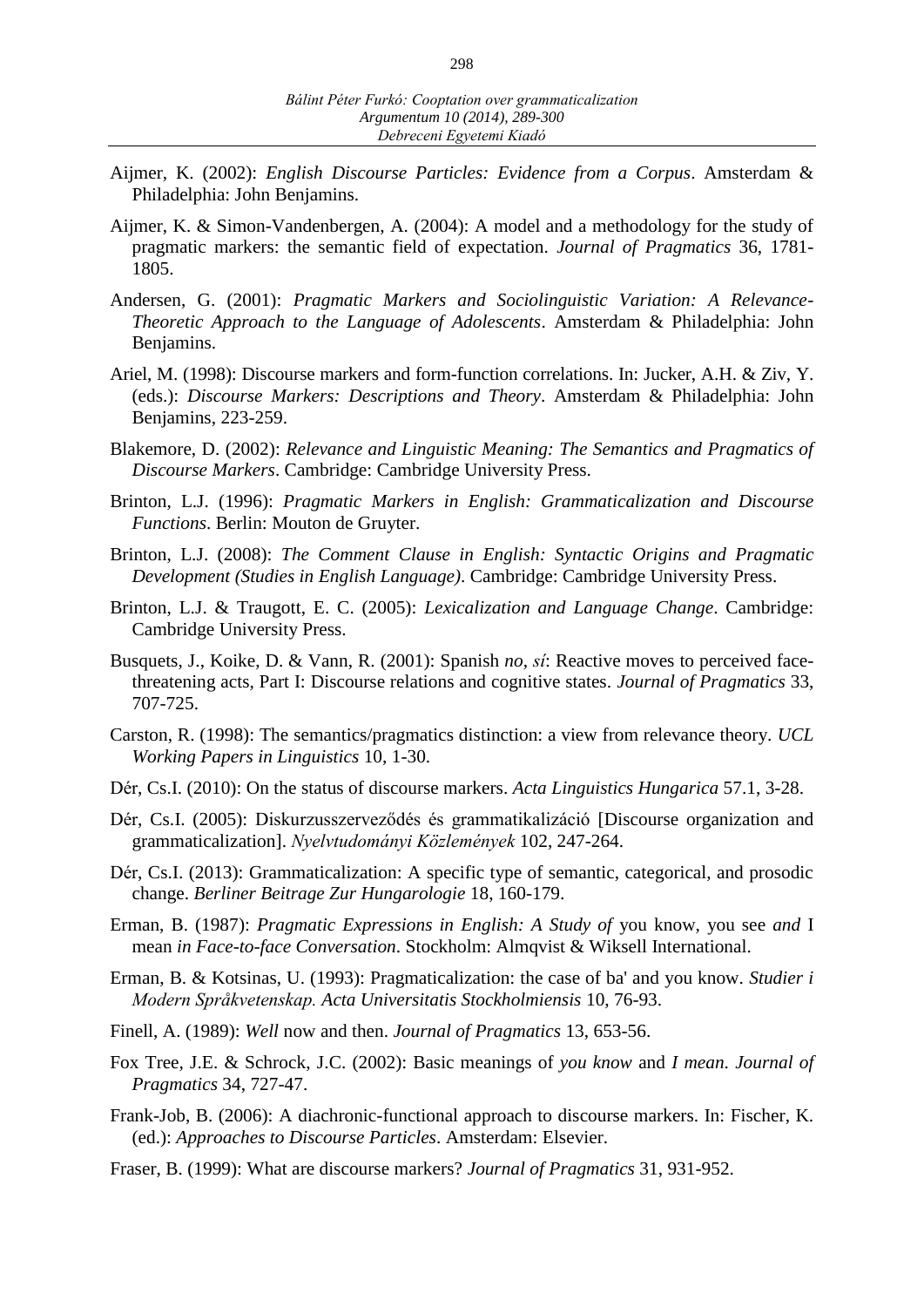Aijmer, K. (2002): *English Discourse Particles: Evidence from a Corpus*. Amsterdam & Philadelphia: John Benjamins.

Aijmer, K. & Simon-Vandenbergen, A. (2004): A model and a methodology for the study of pragmatic markers: the semantic field of expectation. *Journal of Pragmatics* 36, 1781-1805.

Andersen, G. (2001): *Pragmatic Markers and Sociolinguistic Variation: A Relevance-Theoretic Approach to the Language of Adolescents*. Amsterdam & Philadelphia: John Benjamins.

Ariel, M. (1998): Discourse markers and form-function correlations. In: Jucker, A.H. & Ziv, Y. (eds.): *Discourse Markers: Descriptions and Theory*. Amsterdam & Philadelphia: John Benjamins, 223-259.

Blakemore, D. (2002): *Relevance and Linguistic Meaning: The Semantics and Pragmatics of Discourse Markers*. Cambridge: Cambridge University Press.

Brinton, L.J. (1996): *Pragmatic Markers in English: Grammaticalization and Discourse Functions*. Berlin: Mouton de Gruyter.

Brinton, L.J. (2008): *The Comment Clause in English: Syntactic Origins and Pragmatic Development (Studies in English Language)*. Cambridge: Cambridge University Press.

Brinton, L.J. & Traugott, E. C. (2005): *Lexicalization and Language Change*. Cambridge: Cambridge University Press.

Busquets, J., Koike, D. & Vann, R. (2001): Spanish *no*, *sí*: Reactive moves to perceived face-threatening acts, Part I: Discourse relations and cognitive states. *Journal of Pragmatics* 33, 707-725.

Carston, R. (1998): The semantics/pragmatics distinction: a view from relevance theory. *UCL Working Papers in Linguistics* 10, 1-30.

Dér, Cs.I. (2010): On the status of discourse markers. *Acta Linguistics Hungarica* 57.1, 3-28.

Dér, Cs.I. (2005): Diskurzusszerveződés és grammatikalizáció [Discourse organization and grammaticalization]. *Nyelvtudományi Közlemények* 102, 247-264.

Dér, Cs.I. (2013): Grammaticalization: A specific type of semantic, categorical, and prosodic change. *Berliner Beitrage Zur Hungarologie* 18, 160-179.

Erman, B. (1987): *Pragmatic Expressions in English: A Study of* you know, you see *and* I mean *in Face-to-face Conversation*. Stockholm: Almqvist & Wiksell International.

Erman, B. & Kotsinas, U. (1993): Pragmaticalization: the case of ba' and you know. *Studier i Modern Språkvetenskap. Acta Universitatis Stockholmiensis* 10, 76-93.

Finell, A. (1989): *Well* now and then. *Journal of Pragmatics* 13, 653-56.

Fox Tree, J.E. & Schrock, J.C. (2002): Basic meanings of *you know* and *I mean*. *Journal of Pragmatics* 34, 727-47.

Frank-Job, B. (2006): A diachronic-functional approach to discourse markers. In: Fischer, K. (ed.): *Approaches to Discourse Particles*. Amsterdam: Elsevier.

Fraser, B. (1999): What are discourse markers? *Journal of Pragmatics* 31, 931-952.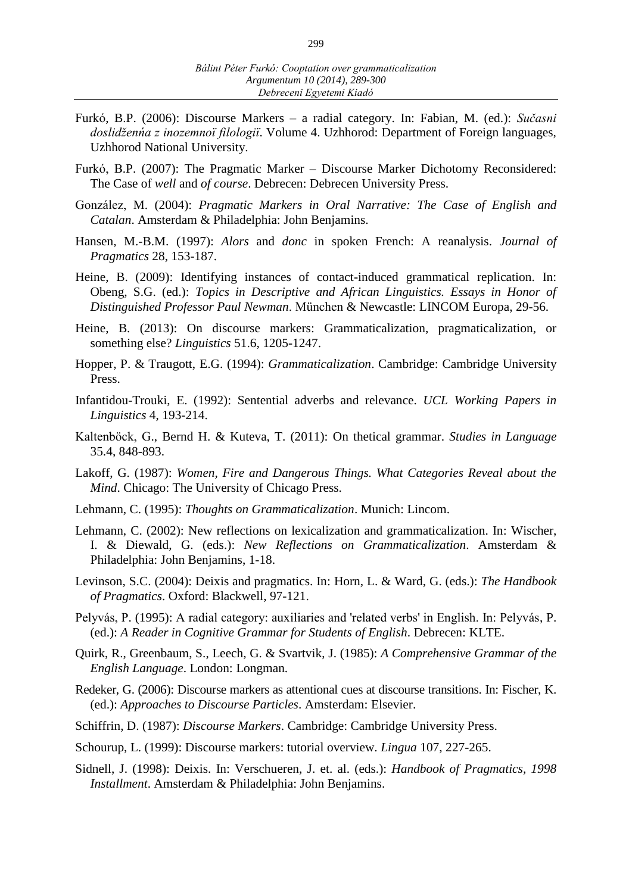Furkó, B.P. (2006): Discourse Markers – a radial category. In: Fabian, M. (ed.): *Sučasni doslidženńa z inozemnoï filologiï*. Volume 4. Uzhhorod: Department of Foreign languages, Uzhhorod National University.

Furkó, B.P. (2007): The Pragmatic Marker – Discourse Marker Dichotomy Reconsidered: The Case of *well* and *of course*. Debrecen: Debrecen University Press.

González, M. (2004): *Pragmatic Markers in Oral Narrative: The Case of English and Catalan*. Amsterdam & Philadelphia: John Benjamins.

Hansen, M.-B.M. (1997): *Alors* and *donc* in spoken French: A reanalysis. *Journal of Pragmatics* 28, 153-187.

Heine, B. (2009): Identifying instances of contact-induced grammatical replication. In: Obeng, S.G. (ed.): *Topics in Descriptive and African Linguistics. Essays in Honor of Distinguished Professor Paul Newman*. München & Newcastle: LINCOM Europa, 29-56.

Heine, B. (2013): On discourse markers: Grammaticalization, pragmaticalization, or something else? *Linguistics* 51.6, 1205-1247.

Hopper, P. & Traugott, E.G. (1994): *Grammaticalization*. Cambridge: Cambridge University Press.

Infantidou-Trouki, E. (1992): Sentential adverbs and relevance. *UCL Working Papers in Linguistics* 4, 193-214.

Kaltenböck, G., Bernd H. & Kuteva, T. (2011): On thetical grammar. *Studies in Language* 35.4, 848-893.

Lakoff, G. (1987): *Women, Fire and Dangerous Things. What Categories Reveal about the Mind*. Chicago: The University of Chicago Press.

Lehmann, C. (1995): *Thoughts on Grammaticalization*. Munich: Lincom.

Lehmann, C. (2002): New reflections on lexicalization and grammaticalization. In: Wischer, I. & Diewald, G. (eds.): *New Reflections on Grammaticalization*. Amsterdam & Philadelphia: John Benjamins, 1-18.

Levinson, S.C. (2004): Deixis and pragmatics. In: Horn, L. & Ward, G. (eds.): *The Handbook of Pragmatics*. Oxford: Blackwell, 97-121.

Pelyvás, P. (1995): A radial category: auxiliaries and 'related verbs' in English. In: Pelyvás, P. (ed.): *A Reader in Cognitive Grammar for Students of English*. Debrecen: KLTE.

Quirk, R., Greenbaum, S., Leech, G. & Svartvik, J. (1985): *A Comprehensive Grammar of the English Language*. London: Longman.

Redeker, G. (2006): Discourse markers as attentional cues at discourse transitions. In: Fischer, K. (ed.): *Approaches to Discourse Particles*. Amsterdam: Elsevier.

Schiffrin, D. (1987): *Discourse Markers*. Cambridge: Cambridge University Press.

Schourup, L. (1999): Discourse markers: tutorial overview. *Lingua* 107, 227-265.

Sidnell, J. (1998): Deixis. In: Verschueren, J. et. al. (eds.): *Handbook of Pragmatics, 1998 Installment*. Amsterdam & Philadelphia: John Benjamins.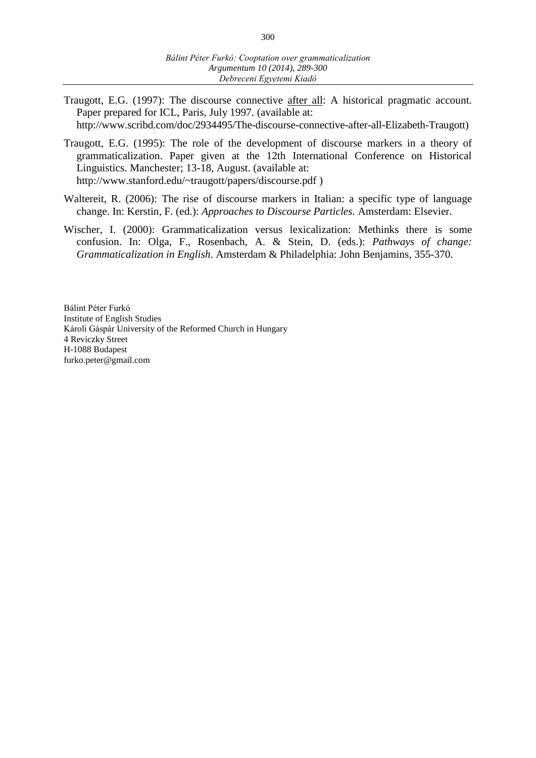Traugott, E.G. (1997): The discourse connective after all: A historical pragmatic account. Paper prepared for ICL, Paris, July 1997. (available at: http://www.scribd.com/doc/2934495/The-discourse-connective-after-all-Elizabeth-Traugott)

Traugott, E.G. (1995): The role of the development of discourse markers in a theory of grammaticalization. Paper given at the 12th International Conference on Historical Linguistics. Manchester; 13-18, August. (available at: http://www.stanford.edu/~traugott/papers/discourse.pdf )

Waltereit, R. (2006): The rise of discourse markers in Italian: a specific type of language change. In: Kerstin, F. (ed.): *Approaches to Discourse Particles.* Amsterdam: Elsevier.

Wischer, I. (2000): Grammaticalization versus lexicalization: Methinks there is some confusion. In: Olga, F., Rosenbach, A. & Stein, D. (eds.): *Pathways of change: Grammaticalization in English*. Amsterdam & Philadelphia: John Benjamins, 355-370.

Bálint Péter Furkó
Institute of English Studies
Károli Gáspár University of the Reformed Church in Hungary
4 Reviczky Street
H-1088 Budapest
furko.peter@gmail.com